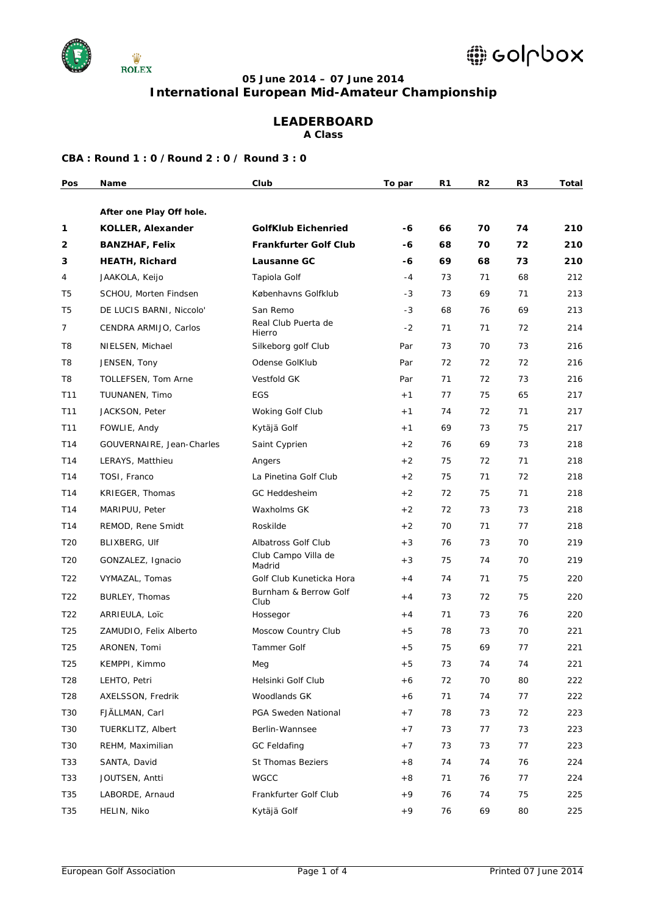## 05 June 2014 – 07 June 2014
# International European Mid-Amateur Championship

## LEADERBOARD
### A Class

**CBA : Round 1 : 0 / Round 2 : 0 / Round 3 : 0**

| Pos | Name | Club | To par | R1 | R2 | R3 | Total |
|---|---|---|---|---|---|---|---|
| | **After one Play Off hole.** | | | | | | |
| **1** | **KOLLER, Alexander** | **GolfKlub Eichenried** | **-6** | **66** | **70** | **74** | **210** |
| **2** | **BANZHAF, Felix** | **Frankfurter Golf Club** | **-6** | **68** | **70** | **72** | **210** |
| **3** | **HEATH, Richard** | **Lausanne GC** | **-6** | **69** | **68** | **73** | **210** |
| 4 | JAAKOLA, Keijo | Tapiola Golf | -4 | 73 | 71 | 68 | 212 |
| T5 | SCHOU, Morten Findsen | Københavns Golfklub | -3 | 73 | 69 | 71 | 213 |
| T5 | DE LUCIS BARNI, Niccolo' | San Remo | -3 | 68 | 76 | 69 | 213 |
| 7 | CENDRA ARMIJO, Carlos | Real Club Puerta de Hierro | -2 | 71 | 71 | 72 | 214 |
| T8 | NIELSEN, Michael | Silkeborg golf Club | Par | 73 | 70 | 73 | 216 |
| T8 | JENSEN, Tony | Odense GolKlub | Par | 72 | 72 | 72 | 216 |
| T8 | TOLLEFSEN, Tom Arne | Vestfold GK | Par | 71 | 72 | 73 | 216 |
| T11 | TUUNANEN, Timo | EGS | +1 | 77 | 75 | 65 | 217 |
| T11 | JACKSON, Peter | Woking Golf Club | +1 | 74 | 72 | 71 | 217 |
| T11 | FOWLIE, Andy | Kytäjä Golf | +1 | 69 | 73 | 75 | 217 |
| T14 | GOUVERNAIRE, Jean-Charles | Saint Cyprien | +2 | 76 | 69 | 73 | 218 |
| T14 | LERAYS, Matthieu | Angers | +2 | 75 | 72 | 71 | 218 |
| T14 | TOSI, Franco | La Pinetina Golf Club | +2 | 75 | 71 | 72 | 218 |
| T14 | KRIEGER, Thomas | GC Heddesheim | +2 | 72 | 75 | 71 | 218 |
| T14 | MARIPUU, Peter | Waxholms GK | +2 | 72 | 73 | 73 | 218 |
| T14 | REMOD, Rene Smidt | Roskilde | +2 | 70 | 71 | 77 | 218 |
| T20 | BLIXBERG, Ulf | Albatross Golf Club | +3 | 76 | 73 | 70 | 219 |
| T20 | GONZALEZ, Ignacio | Club Campo Villa de Madrid | +3 | 75 | 74 | 70 | 219 |
| T22 | VYMAZAL, Tomas | Golf Club Kuneticka Hora | +4 | 74 | 71 | 75 | 220 |
| T22 | BURLEY, Thomas | Burnham & Berrow Golf Club | +4 | 73 | 72 | 75 | 220 |
| T22 | ARRIEULA, Loïc | Hossegor | +4 | 71 | 73 | 76 | 220 |
| T25 | ZAMUDIO, Felix Alberto | Moscow Country Club | +5 | 78 | 73 | 70 | 221 |
| T25 | ARONEN, Tomi | Tammer Golf | +5 | 75 | 69 | 77 | 221 |
| T25 | KEMPPI, Kimmo | Meg | +5 | 73 | 74 | 74 | 221 |
| T28 | LEHTO, Petri | Helsinki Golf Club | +6 | 72 | 70 | 80 | 222 |
| T28 | AXELSSON, Fredrik | Woodlands GK | +6 | 71 | 74 | 77 | 222 |
| T30 | FJÄLLMAN, Carl | PGA Sweden National | +7 | 78 | 73 | 72 | 223 |
| T30 | TUERKLITZ, Albert | Berlin-Wannsee | +7 | 73 | 77 | 73 | 223 |
| T30 | REHM, Maximilian | GC Feldafing | +7 | 73 | 73 | 77 | 223 |
| T33 | SANTA, David | St Thomas Beziers | +8 | 74 | 74 | 76 | 224 |
| T33 | JOUTSEN, Antti | WGCC | +8 | 71 | 76 | 77 | 224 |
| T35 | LABORDE, Arnaud | Frankfurter Golf Club | +9 | 76 | 74 | 75 | 225 |
| T35 | HELIN, Niko | Kytäjä Golf | +9 | 76 | 69 | 80 | 225 |

European Golf Association

Printed 07 June 2014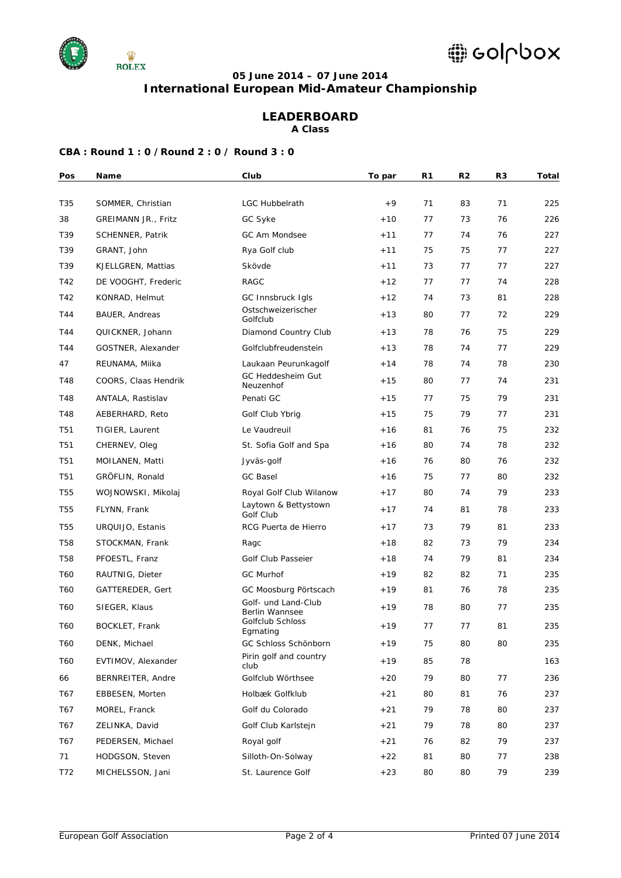### 05 June 2014 – 07 June 2014
## International European Mid-Amateur Championship

## LEADERBOARD
### A Class

**CBA : Round 1 : 0 / Round 2 : 0 / Round 3 : 0**

| Pos | Name | Club | To par | R1 | R2 | R3 | Total |
|---|---|---|---|---|---|---|---|
| T35 | SOMMER, Christian | LGC Hubbelrath | +9 | 71 | 83 | 71 | 225 |
| 38 | GREIMANN JR., Fritz | GC Syke | +10 | 77 | 73 | 76 | 226 |
| T39 | SCHENNER, Patrik | GC Am Mondsee | +11 | 77 | 74 | 76 | 227 |
| T39 | GRANT, John | Rya Golf club | +11 | 75 | 75 | 77 | 227 |
| T39 | KJELLGREN, Mattias | Skövde | +11 | 73 | 77 | 77 | 227 |
| T42 | DE VOOGHT, Frederic | RAGC | +12 | 77 | 77 | 74 | 228 |
| T42 | KONRAD, Helmut | GC Innsbruck Igls | +12 | 74 | 73 | 81 | 228 |
| T44 | BAUER, Andreas | Ostschweizerischer Golfclub | +13 | 80 | 77 | 72 | 229 |
| T44 | QUICKNER, Johann | Diamond Country Club | +13 | 78 | 76 | 75 | 229 |
| T44 | GOSTNER, Alexander | Golfclubfreudenstein | +13 | 78 | 74 | 77 | 229 |
| 47 | REUNAMA, Miika | Laukaan Peurunkagolf | +14 | 78 | 74 | 78 | 230 |
| T48 | COORS, Claas Hendrik | GC Heddesheim Gut Neuzenhof | +15 | 80 | 77 | 74 | 231 |
| T48 | ANTALA, Rastislav | Penati GC | +15 | 77 | 75 | 79 | 231 |
| T48 | AEBERHARD, Reto | Golf Club Ybrig | +15 | 75 | 79 | 77 | 231 |
| T51 | TIGIER, Laurent | Le Vaudreuil | +16 | 81 | 76 | 75 | 232 |
| T51 | CHERNEV, Oleg | St. Sofia Golf and Spa | +16 | 80 | 74 | 78 | 232 |
| T51 | MOILANEN, Matti | Jyväs-golf | +16 | 76 | 80 | 76 | 232 |
| T51 | GRÖFLIN, Ronald | GC Basel | +16 | 75 | 77 | 80 | 232 |
| T55 | WOJNOWSKI, Mikolaj | Royal Golf Club Wilanow | +17 | 80 | 74 | 79 | 233 |
| T55 | FLYNN, Frank | Laytown & Bettystown Golf Club | +17 | 74 | 81 | 78 | 233 |
| T55 | URQUIJO, Estanis | RCG Puerta de Hierro | +17 | 73 | 79 | 81 | 233 |
| T58 | STOCKMAN, Frank | Ragc | +18 | 82 | 73 | 79 | 234 |
| T58 | PFOESTL, Franz | Golf Club Passeier | +18 | 74 | 79 | 81 | 234 |
| T60 | RAUTNIG, Dieter | GC Murhof | +19 | 82 | 82 | 71 | 235 |
| T60 | GATTEREDER, Gert | GC Moosburg Pörtschach | +19 | 81 | 76 | 78 | 235 |
| T60 | SIEGER, Klaus | Golf- und Land-Club Berlin Wannsee | +19 | 78 | 80 | 77 | 235 |
| T60 | BOCKLET, Frank | Golfclub Schloss Egmating | +19 | 77 | 77 | 81 | 235 |
| T60 | DENK, Michael | GC Schloss Schönborn | +19 | 75 | 80 | 80 | 235 |
| T60 | EVTIMOV, Alexander | Pirin golf and country club | +19 | 85 | 78 | | 163 |
| 66 | BERNREITER, Andre | Golfclub Wörthsee | +20 | 79 | 80 | 77 | 236 |
| T67 | EBBESEN, Morten | Holbæk Golfklub | +21 | 80 | 81 | 76 | 237 |
| T67 | MOREL, Franck | Golf du Colorado | +21 | 79 | 78 | 80 | 237 |
| T67 | ZELINKA, David | Golf Club Karlstejn | +21 | 79 | 78 | 80 | 237 |
| T67 | PEDERSEN, Michael | Royal golf | +21 | 76 | 82 | 79 | 237 |
| 71 | HODGSON, Steven | Silloth-On-Solway | +22 | 81 | 80 | 77 | 238 |
| T72 | MICHELSSON, Jani | St. Laurence Golf | +23 | 80 | 80 | 79 | 239 |

European Golf Association | Printed 07 June 2014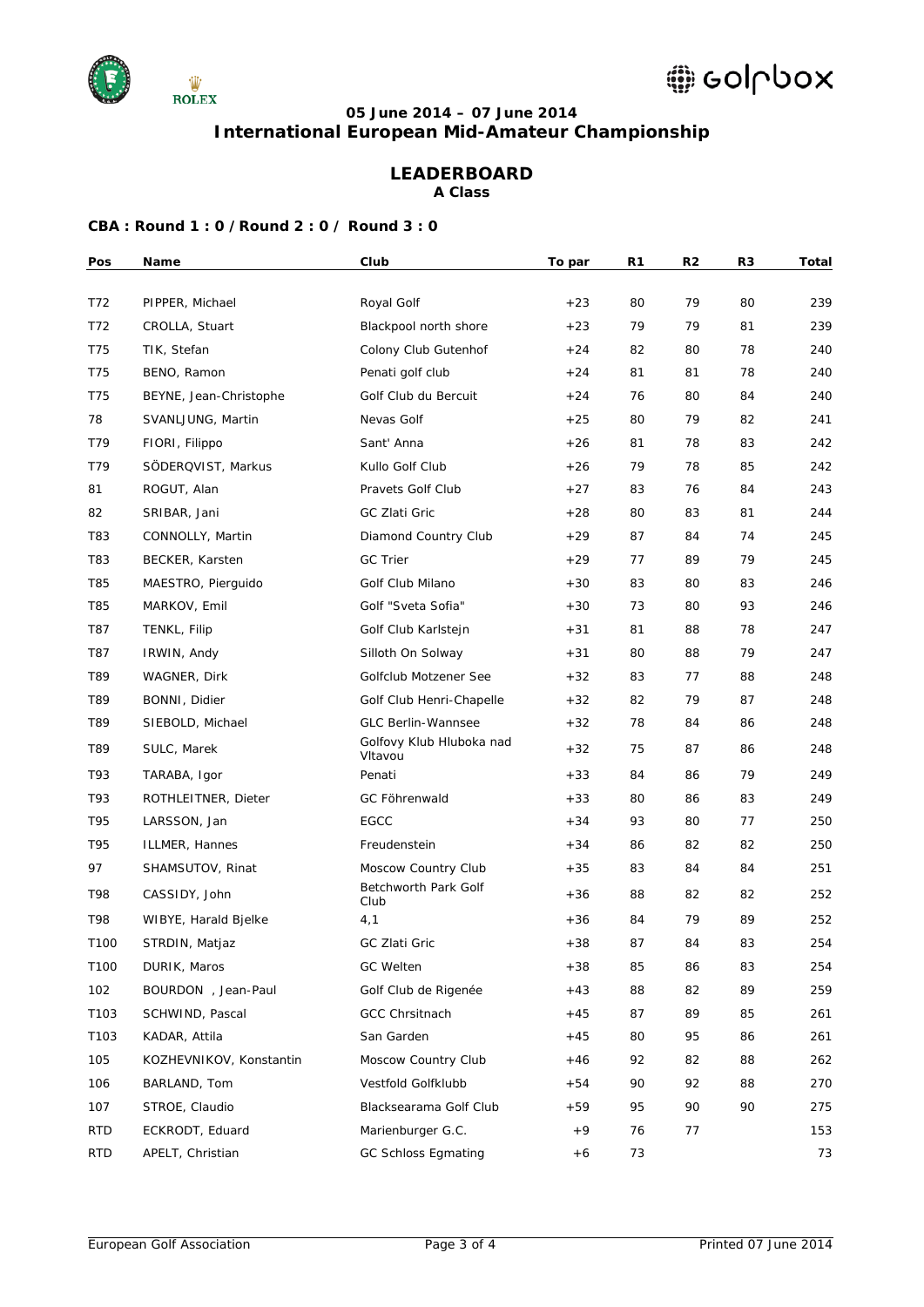### 05 June 2014 – 07 June 2014
## International European Mid-Amateur Championship

## LEADERBOARD
### A Class

**CBA : Round 1 : 0 / Round 2 : 0 / Round 3 : 0**

| Pos | Name | Club | To par | R1 | R2 | R3 | Total |
|---|---|---|---|---|---|---|---|
| T72 | PIPPER, Michael | Royal Golf | +23 | 80 | 79 | 80 | 239 |
| T72 | CROLLA, Stuart | Blackpool north shore | +23 | 79 | 79 | 81 | 239 |
| T75 | TIK, Stefan | Colony Club Gutenhof | +24 | 82 | 80 | 78 | 240 |
| T75 | BENO, Ramon | Penati golf club | +24 | 81 | 81 | 78 | 240 |
| T75 | BEYNE, Jean-Christophe | Golf Club du Bercuit | +24 | 76 | 80 | 84 | 240 |
| 78 | SVANLJUNG, Martin | Nevas Golf | +25 | 80 | 79 | 82 | 241 |
| T79 | FIORI, Filippo | Sant' Anna | +26 | 81 | 78 | 83 | 242 |
| T79 | SÖDERQVIST, Markus | Kullo Golf Club | +26 | 79 | 78 | 85 | 242 |
| 81 | ROGUT, Alan | Pravets Golf Club | +27 | 83 | 76 | 84 | 243 |
| 82 | SRIBAR, Jani | GC Zlati Gric | +28 | 80 | 83 | 81 | 244 |
| T83 | CONNOLLY, Martin | Diamond Country Club | +29 | 87 | 84 | 74 | 245 |
| T83 | BECKER, Karsten | GC Trier | +29 | 77 | 89 | 79 | 245 |
| T85 | MAESTRO, Pierguido | Golf Club Milano | +30 | 83 | 80 | 83 | 246 |
| T85 | MARKOV, Emil | Golf "Sveta Sofia" | +30 | 73 | 80 | 93 | 246 |
| T87 | TENKL, Filip | Golf Club Karlstejn | +31 | 81 | 88 | 78 | 247 |
| T87 | IRWIN, Andy | Silloth On Solway | +31 | 80 | 88 | 79 | 247 |
| T89 | WAGNER, Dirk | Golfclub Motzener See | +32 | 83 | 77 | 88 | 248 |
| T89 | BONNI, Didier | Golf Club Henri-Chapelle | +32 | 82 | 79 | 87 | 248 |
| T89 | SIEBOLD, Michael | GLC Berlin-Wannsee | +32 | 78 | 84 | 86 | 248 |
| T89 | SULC, Marek | Golfovy Klub Hluboka nad Vltavou | +32 | 75 | 87 | 86 | 248 |
| T93 | TARABA, Igor | Penati | +33 | 84 | 86 | 79 | 249 |
| T93 | ROTHLEITNER, Dieter | GC Föhrenwald | +33 | 80 | 86 | 83 | 249 |
| T95 | LARSSON, Jan | EGCC | +34 | 93 | 80 | 77 | 250 |
| T95 | ILLMER, Hannes | Freudenstein | +34 | 86 | 82 | 82 | 250 |
| 97 | SHAMSUTOV, Rinat | Moscow Country Club | +35 | 83 | 84 | 84 | 251 |
| T98 | CASSIDY, John | Betchworth Park Golf Club | +36 | 88 | 82 | 82 | 252 |
| T98 | WIBYE, Harald Bjelke | 4,1 | +36 | 84 | 79 | 89 | 252 |
| T100 | STRDIN, Matjaz | GC Zlati Gric | +38 | 87 | 84 | 83 | 254 |
| T100 | DURIK, Maros | GC Welten | +38 | 85 | 86 | 83 | 254 |
| 102 | BOURDON , Jean-Paul | Golf Club de Rigenée | +43 | 88 | 82 | 89 | 259 |
| T103 | SCHWIND, Pascal | GCC Chrsitnach | +45 | 87 | 89 | 85 | 261 |
| T103 | KADAR, Attila | San Garden | +45 | 80 | 95 | 86 | 261 |
| 105 | KOZHEVNIKOV, Konstantin | Moscow Country Club | +46 | 92 | 82 | 88 | 262 |
| 106 | BARLAND, Tom | Vestfold Golfklubb | +54 | 90 | 92 | 88 | 270 |
| 107 | STROE, Claudio | Blacksearama Golf Club | +59 | 95 | 90 | 90 | 275 |
| RTD | ECKRODT, Eduard | Marienburger G.C. | +9 | 76 | 77 | | 153 |
| RTD | APELT, Christian | GC Schloss Egmating | +6 | 73 | | | 73 |

European Golf Association — Printed 07 June 2014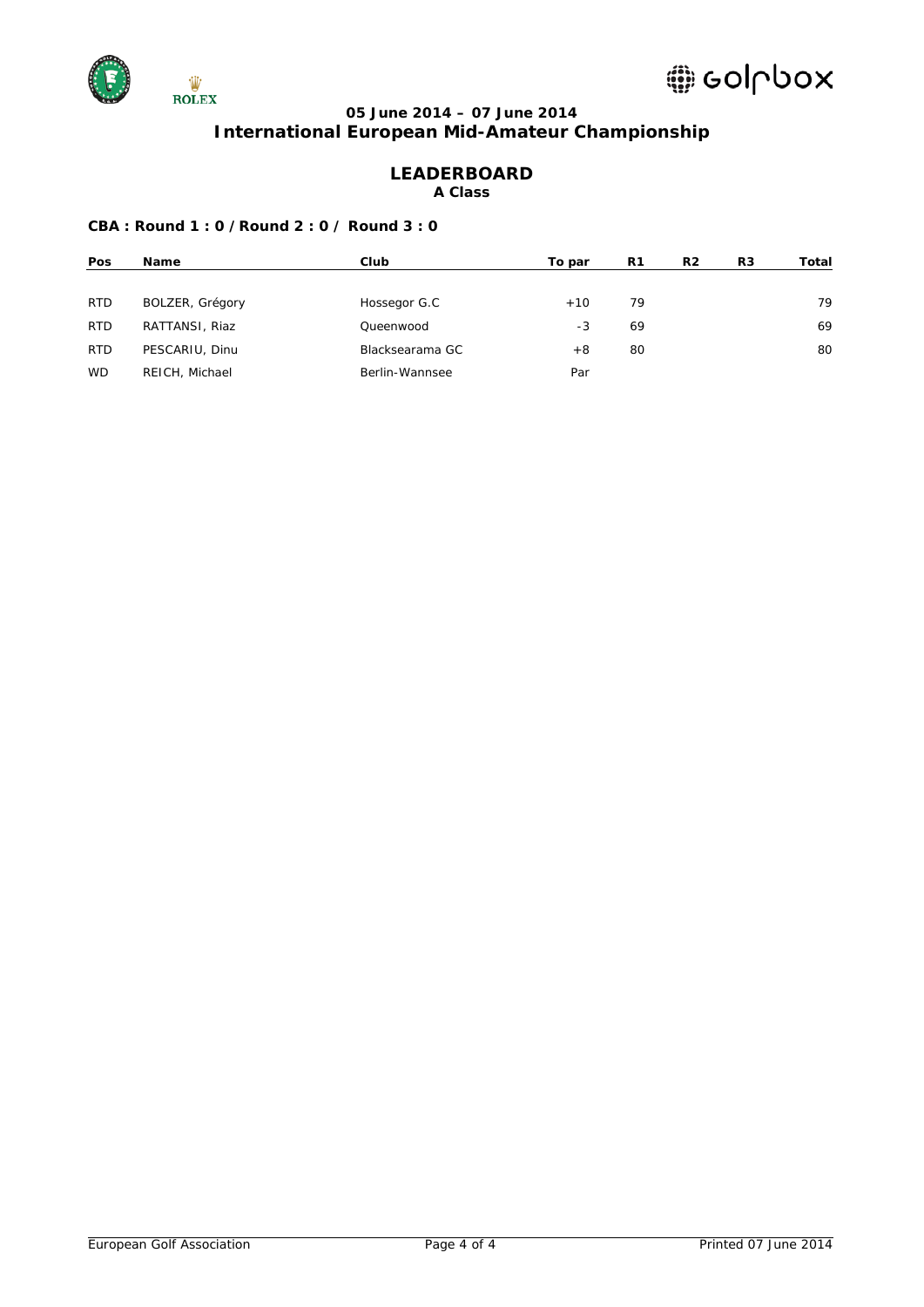**05 June 2014 – 07 June 2014**
**International European Mid-Amateur Championship**

## LEADERBOARD
**A Class**

**CBA : Round 1 : 0 / Round 2 : 0 / Round 3 : 0**

| Pos | Name | Club | To par | R1 | R2 | R3 | Total |
|---|---|---|---|---|---|---|---|
| RTD | BOLZER, Grégory | Hossegor G.C | +10 | 79 | | | 79 |
| RTD | RATTANSI, Riaz | Queenwood | -3 | 69 | | | 69 |
| RTD | PESCARIU, Dinu | Blacksearama GC | +8 | 80 | | | 80 |
| WD | REICH, Michael | Berlin-Wannsee | Par | | | | |

European Golf Association

Printed 07 June 2014